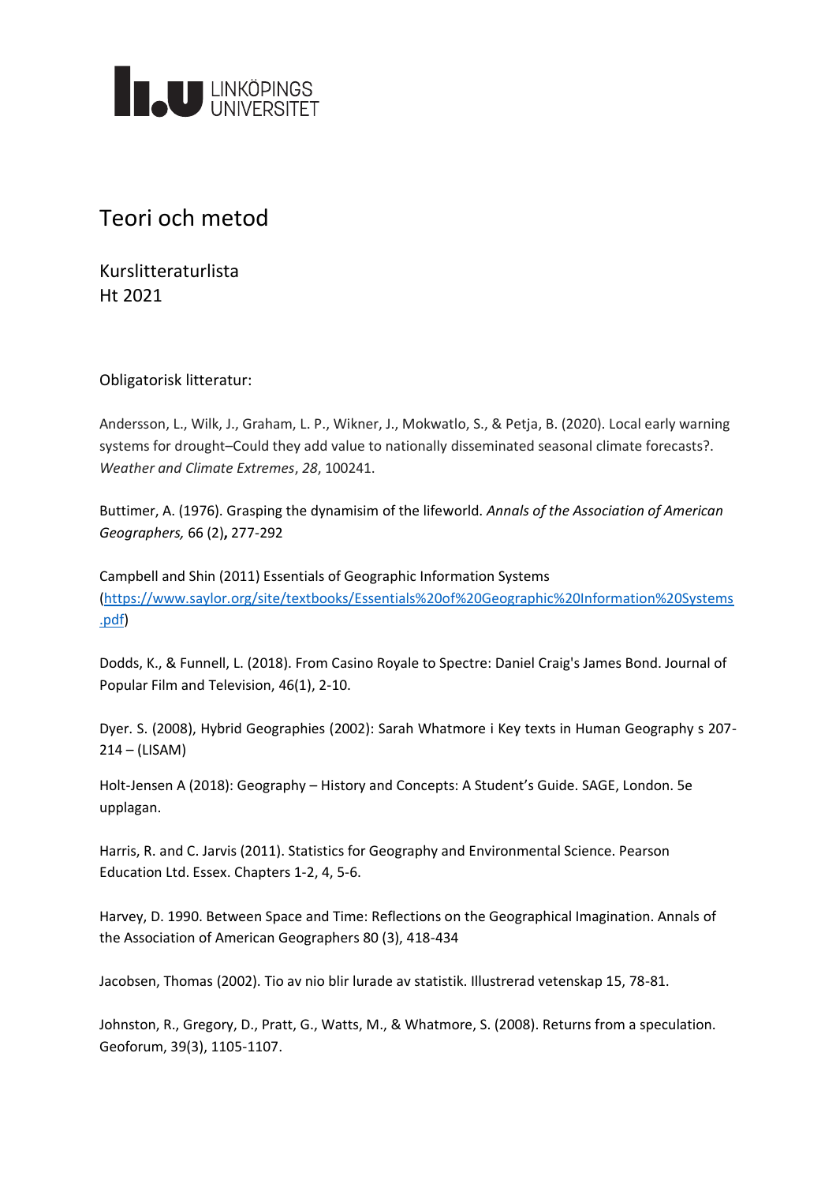LINKÖPINGS UNIVERSITET

# Teori och metod

Kurslitteraturlista
Ht 2021

Obligatorisk litteratur:

Andersson, L., Wilk, J., Graham, L. P., Wikner, J., Mokwatlo, S., & Petja, B. (2020). Local early warning systems for drought–Could they add value to nationally disseminated seasonal climate forecasts?. *Weather and Climate Extremes*, *28*, 100241.

Buttimer, A. (1976). Grasping the dynamisim of the lifeworld. *Annals of the Association of American Geographers,* 66 (2)**,** 277-292

Campbell and Shin (2011) Essentials of Geographic Information Systems (https://www.saylor.org/site/textbooks/Essentials%20of%20Geographic%20Information%20Systems.pdf)

Dodds, K., & Funnell, L. (2018). From Casino Royale to Spectre: Daniel Craig's James Bond. Journal of Popular Film and Television, 46(1), 2-10.

Dyer. S. (2008), Hybrid Geographies (2002): Sarah Whatmore i Key texts in Human Geography s 207-214 – (LISAM)

Holt-Jensen A (2018): Geography – History and Concepts: A Student's Guide. SAGE, London. 5e upplagan.

Harris, R. and C. Jarvis (2011). Statistics for Geography and Environmental Science. Pearson Education Ltd. Essex. Chapters 1-2, 4, 5-6.

Harvey, D. 1990. Between Space and Time: Reflections on the Geographical Imagination. Annals of the Association of American Geographers 80 (3), 418-434

Jacobsen, Thomas (2002). Tio av nio blir lurade av statistik. Illustrerad vetenskap 15, 78-81.

Johnston, R., Gregory, D., Pratt, G., Watts, M., & Whatmore, S. (2008). Returns from a speculation. Geoforum, 39(3), 1105-1107.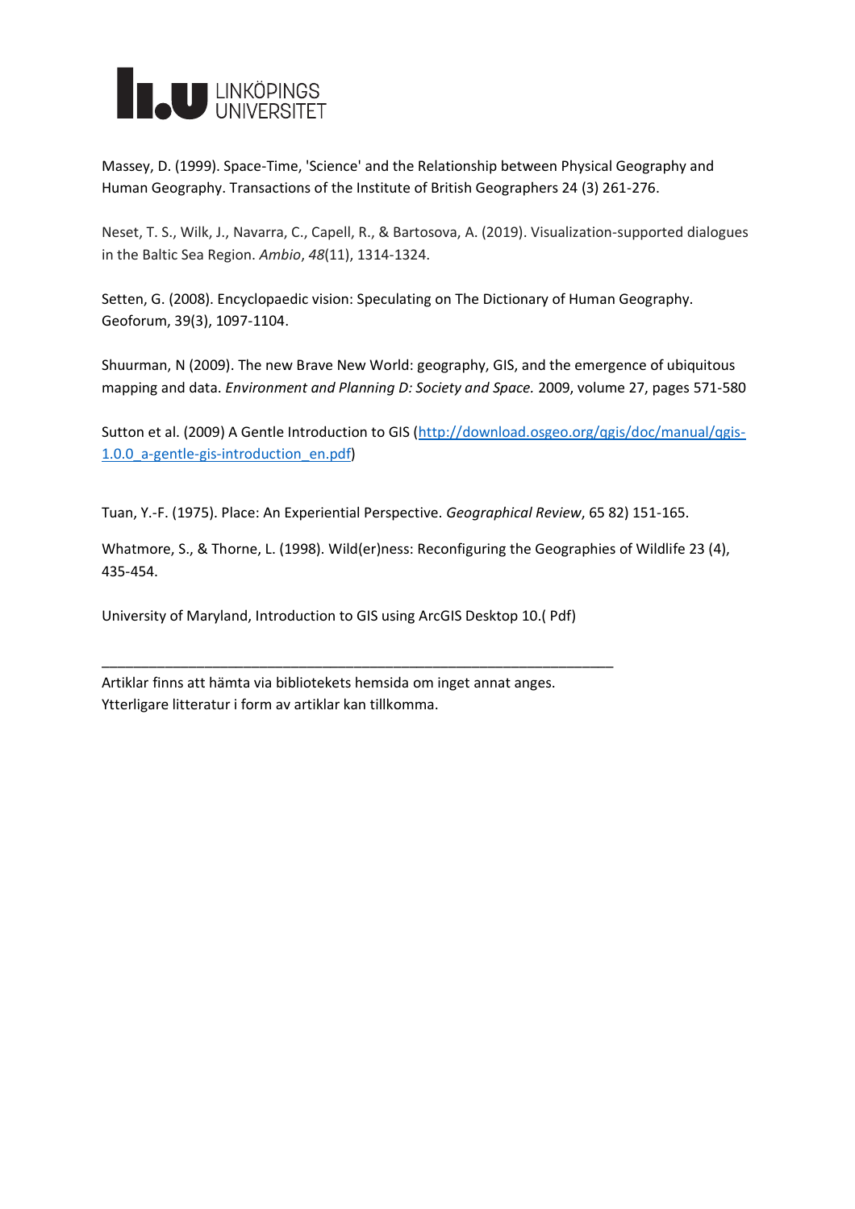Massey, D. (1999). Space-Time, 'Science' and the Relationship between Physical Geography and Human Geography. Transactions of the Institute of British Geographers 24 (3) 261-276.

Neset, T. S., Wilk, J., Navarra, C., Capell, R., & Bartosova, A. (2019). Visualization-supported dialogues in the Baltic Sea Region. *Ambio*, *48*(11), 1314-1324.

Setten, G. (2008). Encyclopaedic vision: Speculating on The Dictionary of Human Geography. Geoforum, 39(3), 1097-1104.

Shuurman, N (2009). The new Brave New World: geography, GIS, and the emergence of ubiquitous mapping and data. *Environment and Planning D: Society and Space.* 2009, volume 27, pages 571-580

Sutton et al. (2009) A Gentle Introduction to GIS ([http://download.osgeo.org/qgis/doc/manual/qgis-1.0.0_a-gentle-gis-introduction_en.pdf](http://download.osgeo.org/qgis/doc/manual/qgis-1.0.0_a-gentle-gis-introduction_en.pdf))

Tuan, Y.-F. (1975). Place: An Experiential Perspective. *Geographical Review*, 65 82) 151-165.

Whatmore, S., & Thorne, L. (1998). Wild(er)ness: Reconfiguring the Geographies of Wildlife 23 (4), 435-454.

University of Maryland, Introduction to GIS using ArcGIS Desktop 10.( Pdf)

---

Artiklar finns att hämta via bibliotekets hemsida om inget annat anges.
Ytterligare litteratur i form av artiklar kan tillkomma.